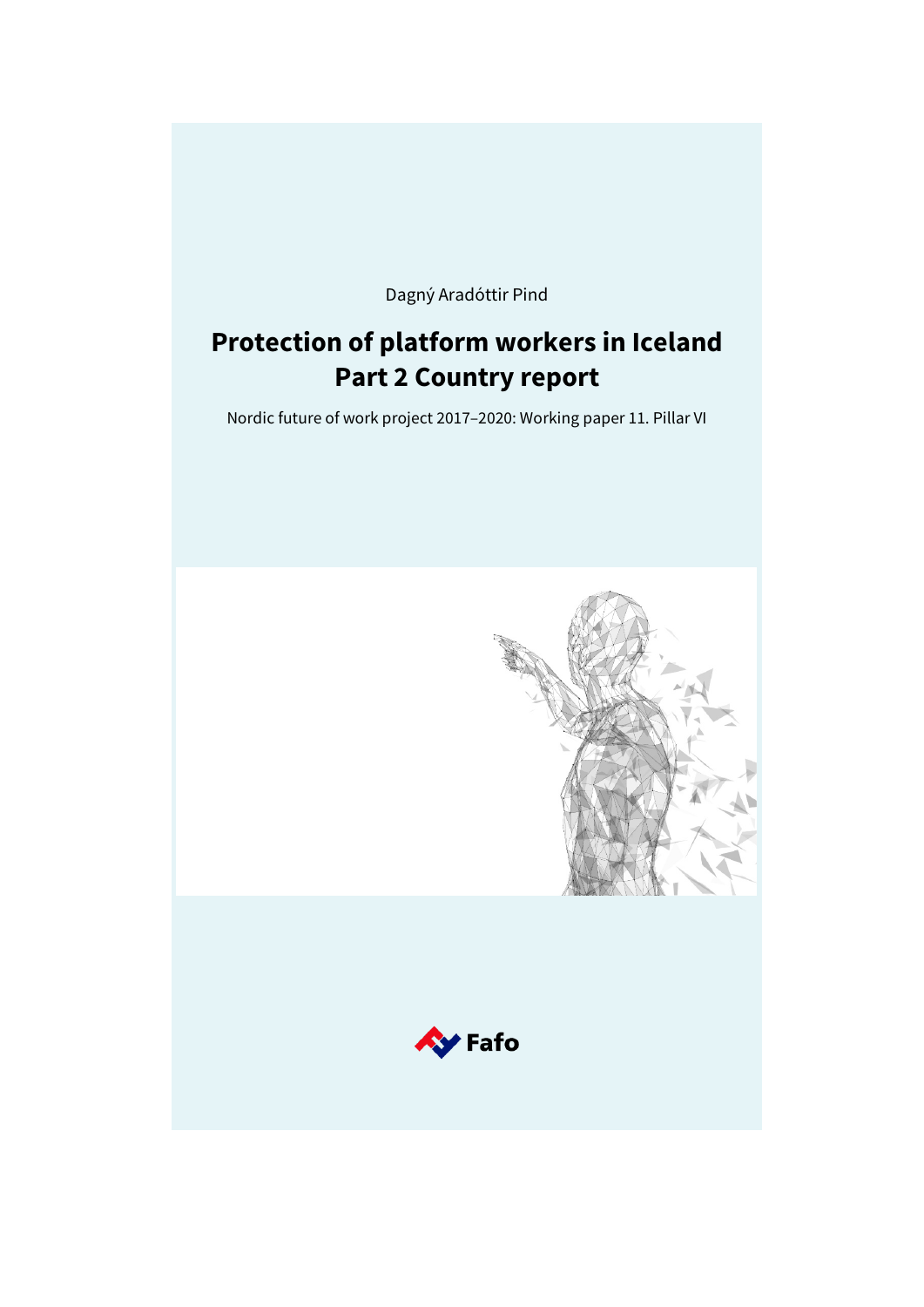Dagný Aradóttir Pind

# Protection of platform workers in Iceland Part 2 Country report

Nordic future of work project 2017–2020: Working paper 11. Pillar VI

Fafo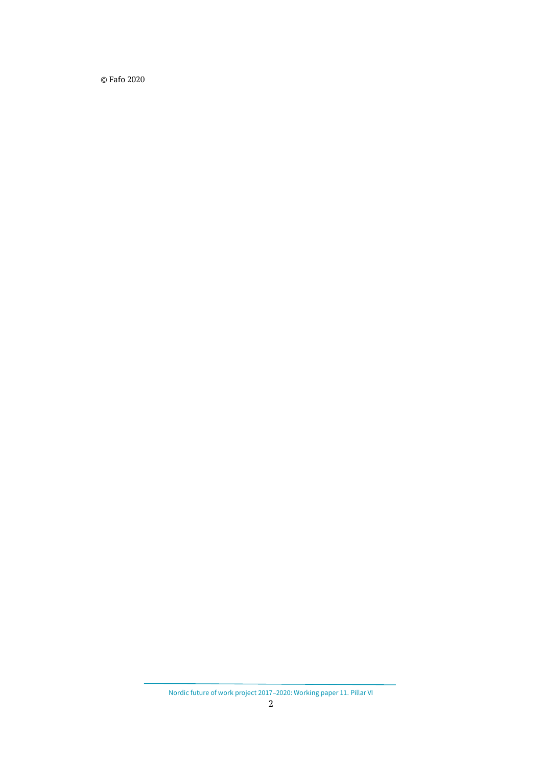© Fafo 2020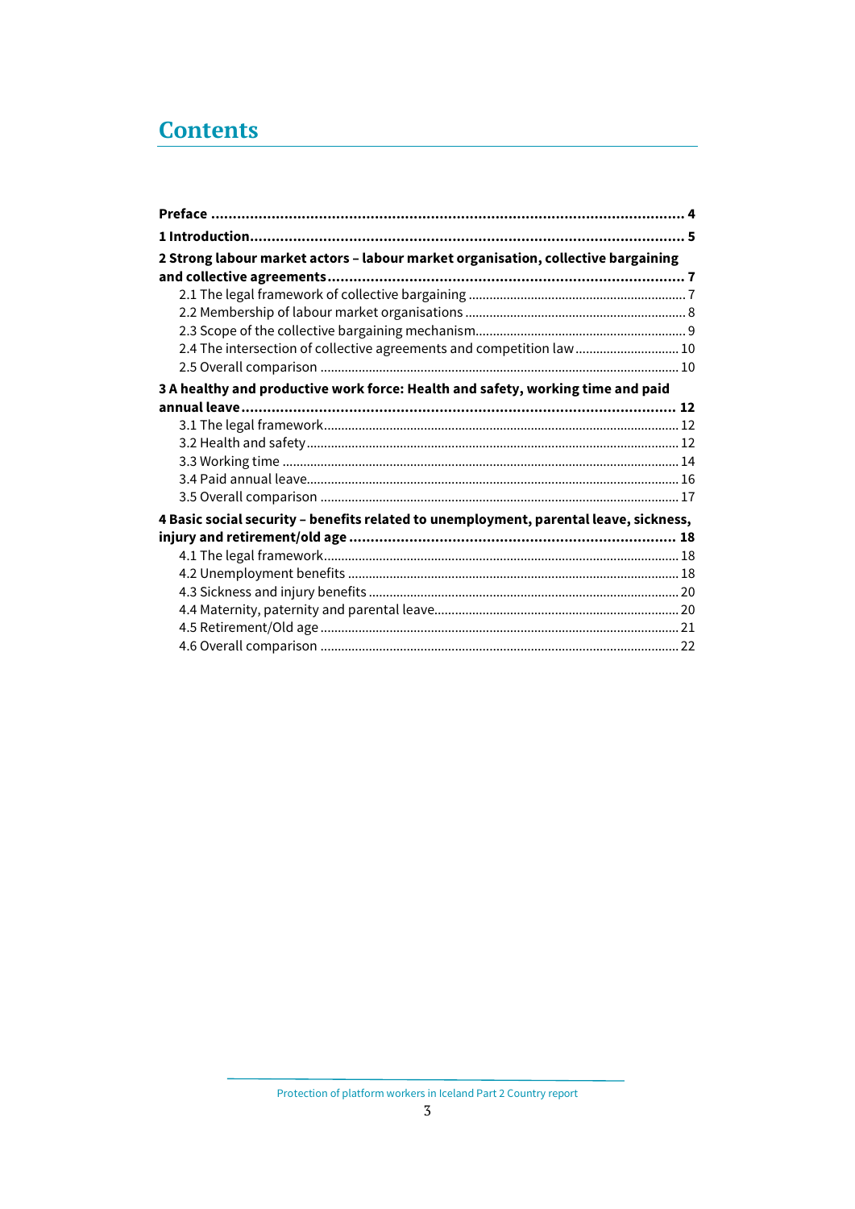# Contents

**Preface** ... **4**

**1 Introduction** ... **5**

**2 Strong labour market actors – labour market organisation, collective bargaining and collective agreements** ... **7**

- 2.1 The legal framework of collective bargaining ... 7
- 2.2 Membership of labour market organisations ... 8
- 2.3 Scope of the collective bargaining mechanism ... 9
- 2.4 The intersection of collective agreements and competition law ... 10
- 2.5 Overall comparison ... 10

**3 A healthy and productive work force: Health and safety, working time and paid annual leave** ... **12**

- 3.1 The legal framework ... 12
- 3.2 Health and safety ... 12
- 3.3 Working time ... 14
- 3.4 Paid annual leave ... 16
- 3.5 Overall comparison ... 17

**4 Basic social security – benefits related to unemployment, parental leave, sickness, injury and retirement/old age** ... **18**

- 4.1 The legal framework ... 18
- 4.2 Unemployment benefits ... 18
- 4.3 Sickness and injury benefits ... 20
- 4.4 Maternity, paternity and parental leave ... 20
- 4.5 Retirement/Old age ... 21
- 4.6 Overall comparison ... 22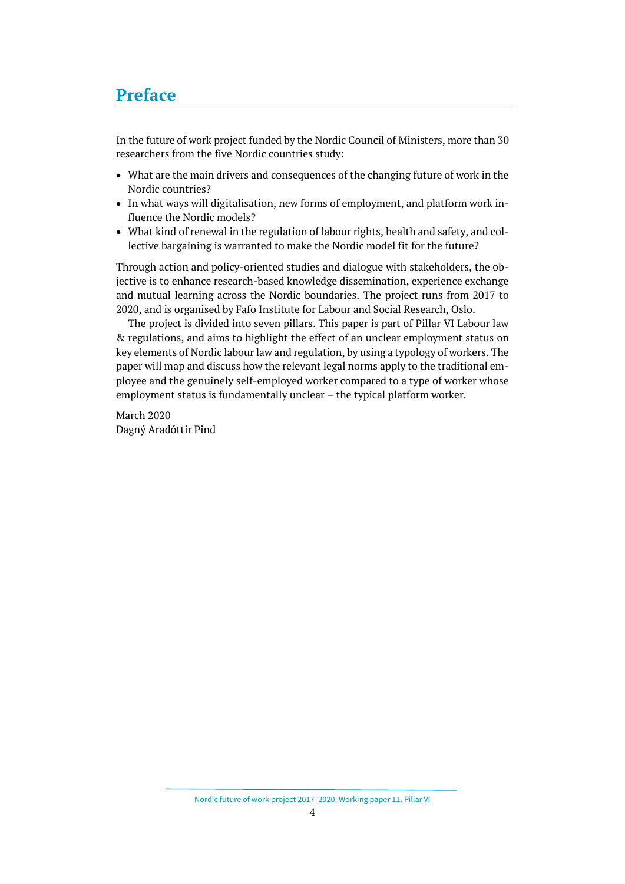# Preface

In the future of work project funded by the Nordic Council of Ministers, more than 30 researchers from the five Nordic countries study:

- What are the main drivers and consequences of the changing future of work in the Nordic countries?
- In what ways will digitalisation, new forms of employment, and platform work influence the Nordic models?
- What kind of renewal in the regulation of labour rights, health and safety, and collective bargaining is warranted to make the Nordic model fit for the future?

Through action and policy-oriented studies and dialogue with stakeholders, the objective is to enhance research-based knowledge dissemination, experience exchange and mutual learning across the Nordic boundaries. The project runs from 2017 to 2020, and is organised by Fafo Institute for Labour and Social Research, Oslo.

The project is divided into seven pillars. This paper is part of Pillar VI Labour law & regulations, and aims to highlight the effect of an unclear employment status on key elements of Nordic labour law and regulation, by using a typology of workers. The paper will map and discuss how the relevant legal norms apply to the traditional employee and the genuinely self-employed worker compared to a type of worker whose employment status is fundamentally unclear – the typical platform worker.

March 2020
Dagný Aradóttir Pind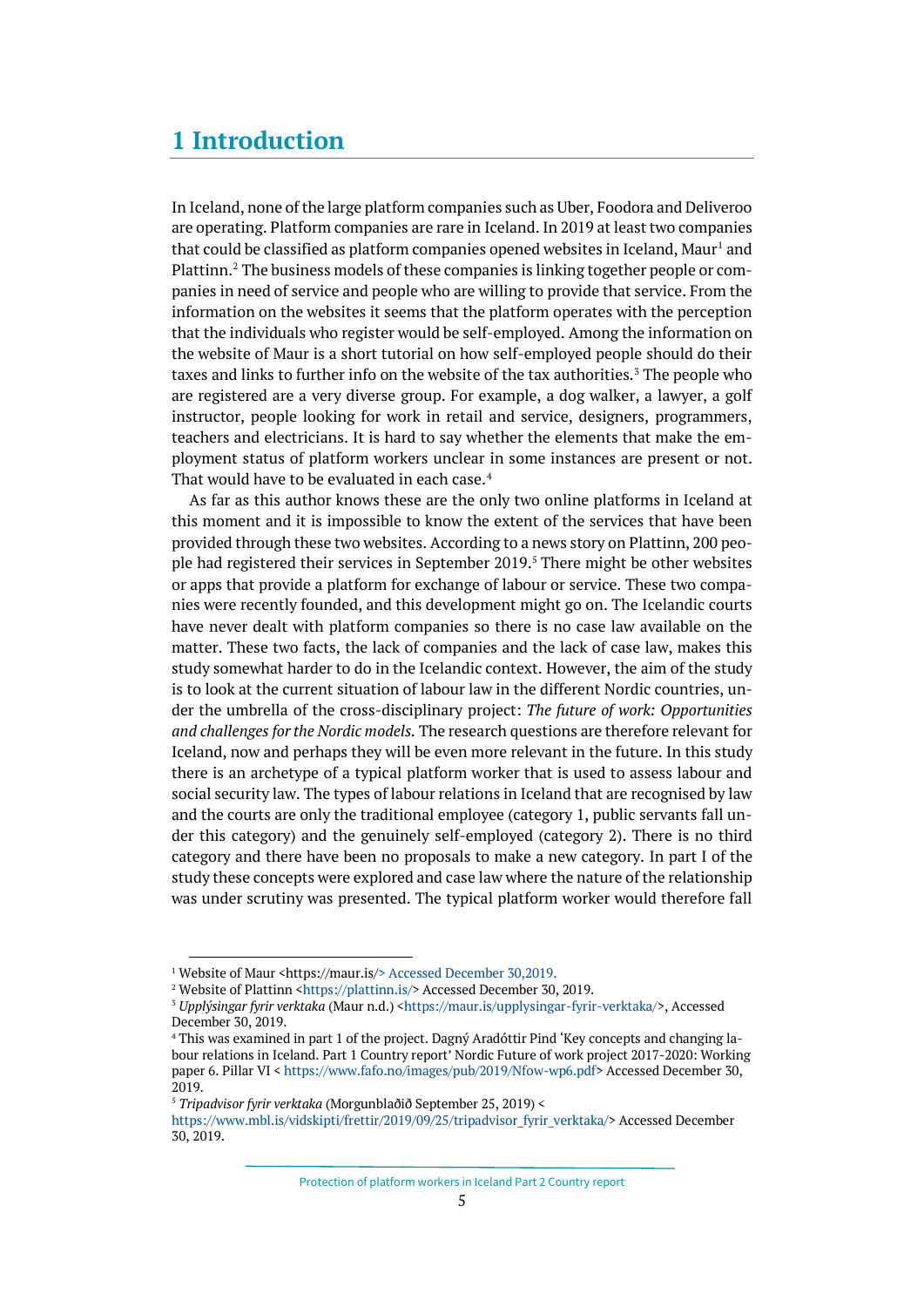# 1 Introduction

In Iceland, none of the large platform companies such as Uber, Foodora and Deliveroo are operating. Platform companies are rare in Iceland. In 2019 at least two companies that could be classified as platform companies opened websites in Iceland, Maur[1] and Plattinn.[2] The business models of these companies is linking together people or companies in need of service and people who are willing to provide that service. From the information on the websites it seems that the platform operates with the perception that the individuals who register would be self-employed. Among the information on the website of Maur is a short tutorial on how self-employed people should do their taxes and links to further info on the website of the tax authorities.[3] The people who are registered are a very diverse group. For example, a dog walker, a lawyer, a golf instructor, people looking for work in retail and service, designers, programmers, teachers and electricians. It is hard to say whether the elements that make the employment status of platform workers unclear in some instances are present or not. That would have to be evaluated in each case.[4]

As far as this author knows these are the only two online platforms in Iceland at this moment and it is impossible to know the extent of the services that have been provided through these two websites. According to a news story on Plattinn, 200 people had registered their services in September 2019.[5] There might be other websites or apps that provide a platform for exchange of labour or service. These two companies were recently founded, and this development might go on. The Icelandic courts have never dealt with platform companies so there is no case law available on the matter. These two facts, the lack of companies and the lack of case law, makes this study somewhat harder to do in the Icelandic context. However, the aim of the study is to look at the current situation of labour law in the different Nordic countries, under the umbrella of the cross-disciplinary project: *The future of work: Opportunities and challenges for the Nordic models.* The research questions are therefore relevant for Iceland, now and perhaps they will be even more relevant in the future. In this study there is an archetype of a typical platform worker that is used to assess labour and social security law. The types of labour relations in Iceland that are recognised by law and the courts are only the traditional employee (category 1, public servants fall under this category) and the genuinely self-employed (category 2). There is no third category and there have been no proposals to make a new category. In part I of the study these concepts were explored and case law where the nature of the relationship was under scrutiny was presented. The typical platform worker would therefore fall

---

[1] Website of Maur <https://maur.is/> Accessed December 30,2019.

[2] Website of Plattinn <https://plattinn.is/> Accessed December 30, 2019.

[3] *Upplýsingar fyrir verktaka* (Maur n.d.) <https://maur.is/upplysingar-fyrir-verktaka/>, Accessed December 30, 2019.

[4] This was examined in part 1 of the project. Dagný Aradóttir Pind 'Key concepts and changing labour relations in Iceland. Part 1 Country report' Nordic Future of work project 2017-2020: Working paper 6. Pillar VI < https://www.fafo.no/images/pub/2019/Nfow-wp6.pdf> Accessed December 30, 2019.

[5] *Tripadvisor fyrir verktaka* (Morgunblaðið September 25, 2019) < https://www.mbl.is/vidskipti/frettir/2019/09/25/tripadvisor_fyrir_verktaka/> Accessed December 30, 2019.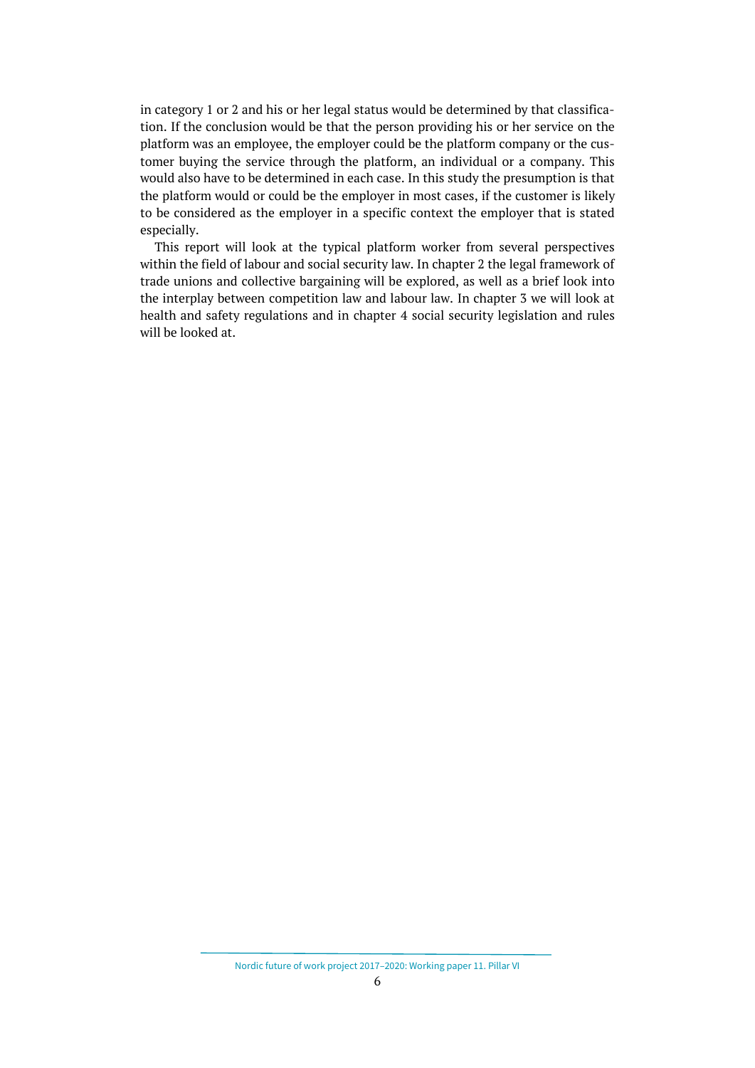in category 1 or 2 and his or her legal status would be determined by that classification. If the conclusion would be that the person providing his or her service on the platform was an employee, the employer could be the platform company or the customer buying the service through the platform, an individual or a company. This would also have to be determined in each case. In this study the presumption is that the platform would or could be the employer in most cases, if the customer is likely to be considered as the employer in a specific context the employer that is stated especially.

This report will look at the typical platform worker from several perspectives within the field of labour and social security law. In chapter 2 the legal framework of trade unions and collective bargaining will be explored, as well as a brief look into the interplay between competition law and labour law. In chapter 3 we will look at health and safety regulations and in chapter 4 social security legislation and rules will be looked at.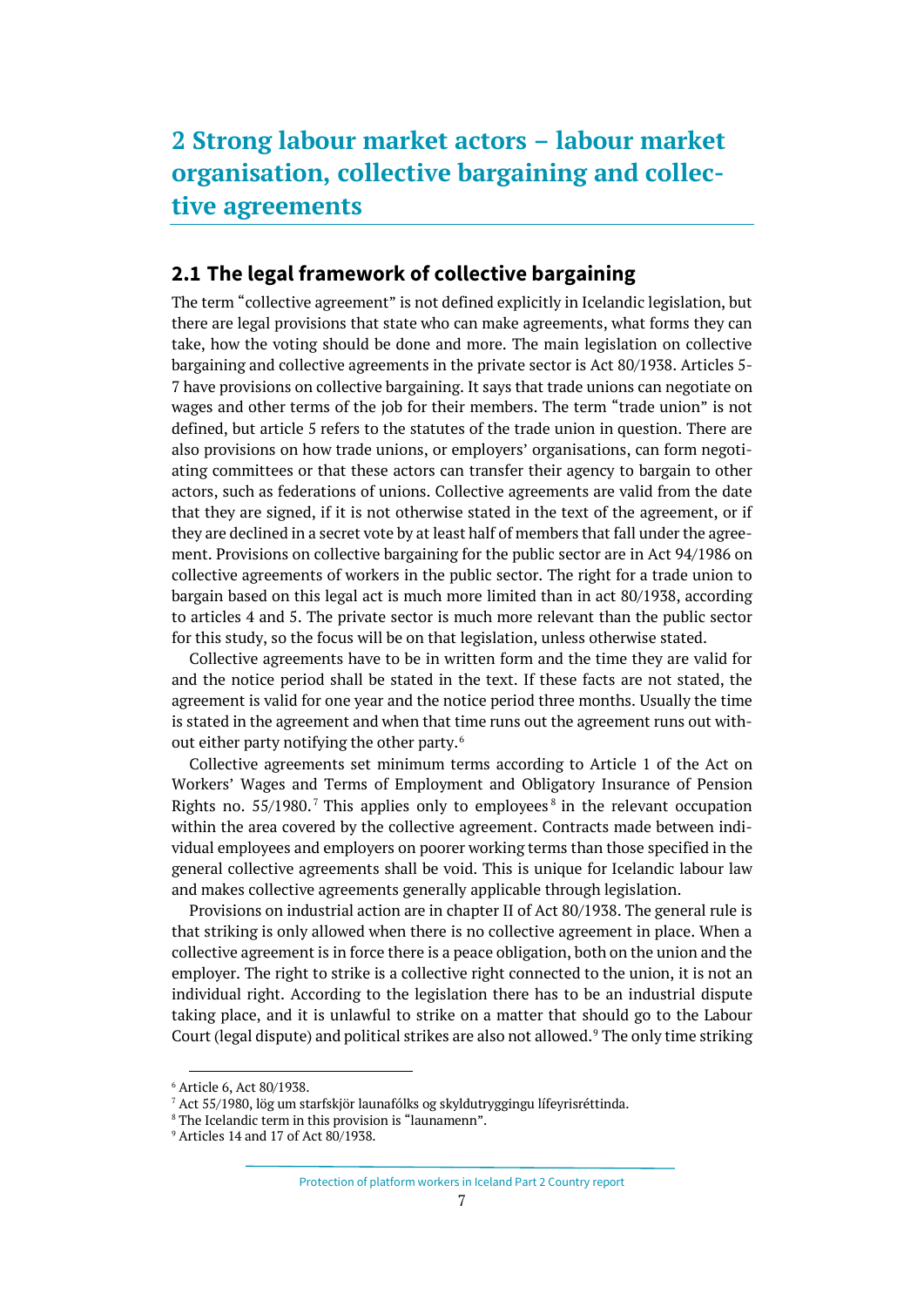# 2 Strong labour market actors – labour market organisation, collective bargaining and collective agreements

## 2.1 The legal framework of collective bargaining

The term "collective agreement" is not defined explicitly in Icelandic legislation, but there are legal provisions that state who can make agreements, what forms they can take, how the voting should be done and more. The main legislation on collective bargaining and collective agreements in the private sector is Act 80/1938. Articles 5-7 have provisions on collective bargaining. It says that trade unions can negotiate on wages and other terms of the job for their members. The term "trade union" is not defined, but article 5 refers to the statutes of the trade union in question. There are also provisions on how trade unions, or employers' organisations, can form negotiating committees or that these actors can transfer their agency to bargain to other actors, such as federations of unions. Collective agreements are valid from the date that they are signed, if it is not otherwise stated in the text of the agreement, or if they are declined in a secret vote by at least half of members that fall under the agreement. Provisions on collective bargaining for the public sector are in Act 94/1986 on collective agreements of workers in the public sector. The right for a trade union to bargain based on this legal act is much more limited than in act 80/1938, according to articles 4 and 5. The private sector is much more relevant than the public sector for this study, so the focus will be on that legislation, unless otherwise stated.

Collective agreements have to be in written form and the time they are valid for and the notice period shall be stated in the text. If these facts are not stated, the agreement is valid for one year and the notice period three months. Usually the time is stated in the agreement and when that time runs out the agreement runs out without either party notifying the other party.[6]

Collective agreements set minimum terms according to Article 1 of the Act on Workers' Wages and Terms of Employment and Obligatory Insurance of Pension Rights no. 55/1980.[7] This applies only to employees[8] in the relevant occupation within the area covered by the collective agreement. Contracts made between individual employees and employers on poorer working terms than those specified in the general collective agreements shall be void. This is unique for Icelandic labour law and makes collective agreements generally applicable through legislation.

Provisions on industrial action are in chapter II of Act 80/1938. The general rule is that striking is only allowed when there is no collective agreement in place. When a collective agreement is in force there is a peace obligation, both on the union and the employer. The right to strike is a collective right connected to the union, it is not an individual right. According to the legislation there has to be an industrial dispute taking place, and it is unlawful to strike on a matter that should go to the Labour Court (legal dispute) and political strikes are also not allowed.[9] The only time striking

---

[6] Article 6, Act 80/1938.

[7] Act 55/1980, lög um starfskjör launafólks og skyldutryggingu lífeyrisréttinda.

[8] The Icelandic term in this provision is "launamenn".

[9] Articles 14 and 17 of Act 80/1938.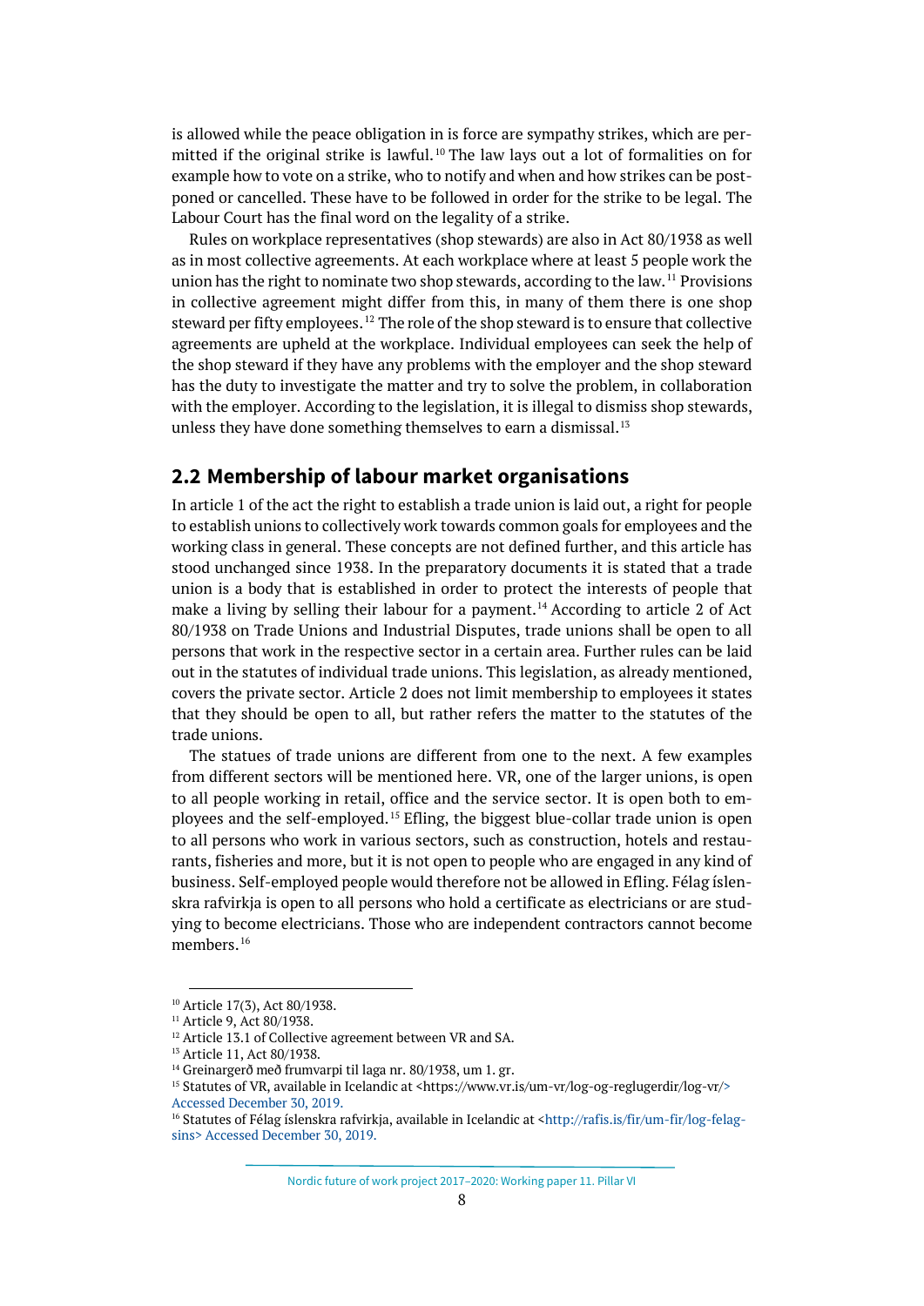is allowed while the peace obligation in is force are sympathy strikes, which are permitted if the original strike is lawful.[10] The law lays out a lot of formalities on for example how to vote on a strike, who to notify and when and how strikes can be postponed or cancelled. These have to be followed in order for the strike to be legal. The Labour Court has the final word on the legality of a strike.

Rules on workplace representatives (shop stewards) are also in Act 80/1938 as well as in most collective agreements. At each workplace where at least 5 people work the union has the right to nominate two shop stewards, according to the law.[11] Provisions in collective agreement might differ from this, in many of them there is one shop steward per fifty employees.[12] The role of the shop steward is to ensure that collective agreements are upheld at the workplace. Individual employees can seek the help of the shop steward if they have any problems with the employer and the shop steward has the duty to investigate the matter and try to solve the problem, in collaboration with the employer. According to the legislation, it is illegal to dismiss shop stewards, unless they have done something themselves to earn a dismissal.[13]

## 2.2 Membership of labour market organisations

In article 1 of the act the right to establish a trade union is laid out, a right for people to establish unions to collectively work towards common goals for employees and the working class in general. These concepts are not defined further, and this article has stood unchanged since 1938. In the preparatory documents it is stated that a trade union is a body that is established in order to protect the interests of people that make a living by selling their labour for a payment.[14] According to article 2 of Act 80/1938 on Trade Unions and Industrial Disputes, trade unions shall be open to all persons that work in the respective sector in a certain area. Further rules can be laid out in the statutes of individual trade unions. This legislation, as already mentioned, covers the private sector. Article 2 does not limit membership to employees it states that they should be open to all, but rather refers the matter to the statutes of the trade unions.

The statues of trade unions are different from one to the next. A few examples from different sectors will be mentioned here. VR, one of the larger unions, is open to all people working in retail, office and the service sector. It is open both to employees and the self-employed.[15] Efling, the biggest blue-collar trade union is open to all persons who work in various sectors, such as construction, hotels and restaurants, fisheries and more, but it is not open to people who are engaged in any kind of business. Self-employed people would therefore not be allowed in Efling. Félag íslenskra rafvirkja is open to all persons who hold a certificate as electricians or are studying to become electricians. Those who are independent contractors cannot become members.[16]

---

[10] Article 17(3), Act 80/1938.
[11] Article 9, Act 80/1938.
[12] Article 13.1 of Collective agreement between VR and SA.
[13] Article 11, Act 80/1938.
[14] Greinargerð með frumvarpi til laga nr. 80/1938, um 1. gr.
[15] Statutes of VR, available in Icelandic at <https://www.vr.is/um-vr/log-og-reglugerdir/log-vr/> Accessed December 30, 2019.
[16] Statutes of Félag íslenskra rafvirkja, available in Icelandic at <http://rafis.is/fir/um-fir/log-felagsins> Accessed December 30, 2019.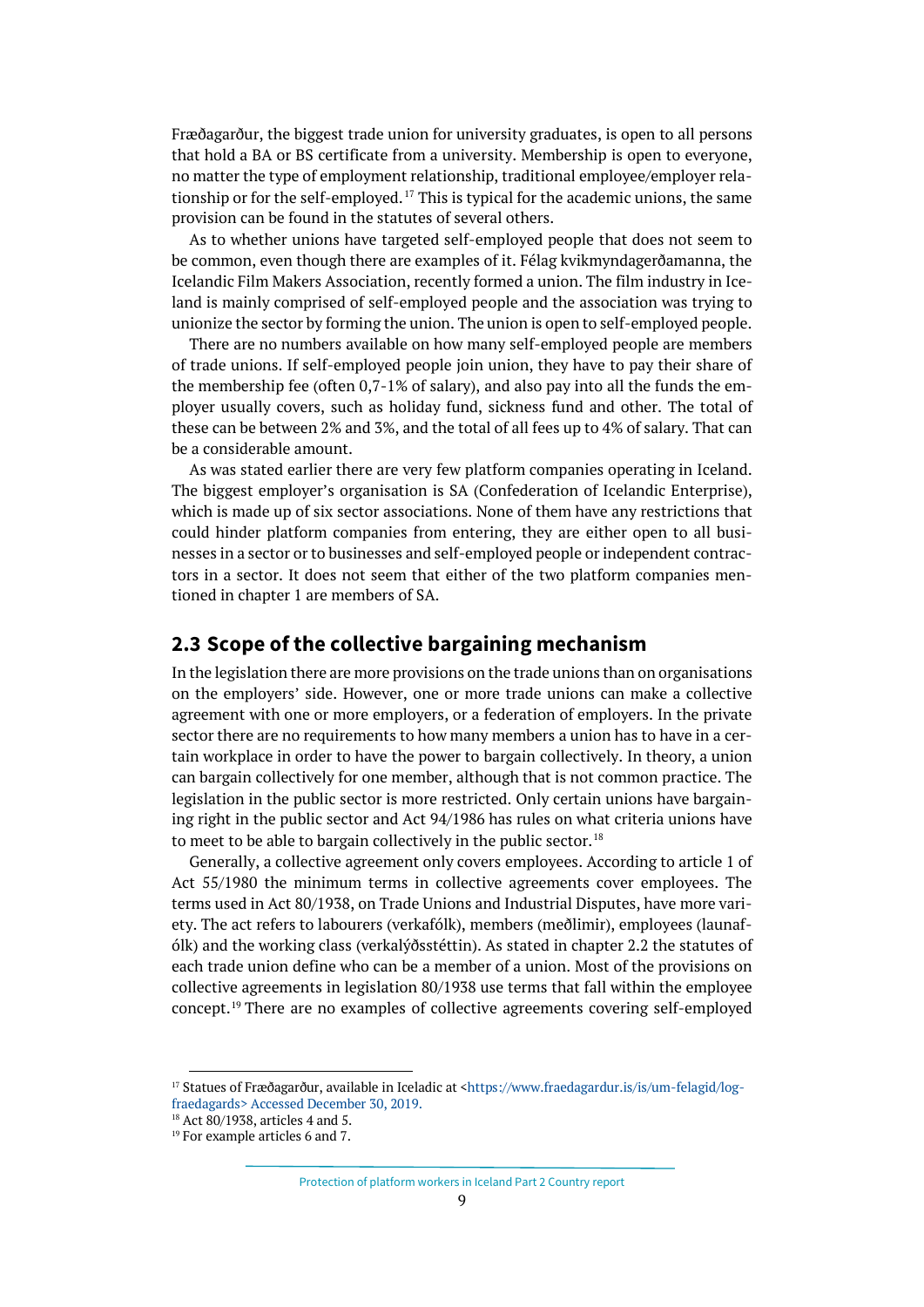Fræðagarður, the biggest trade union for university graduates, is open to all persons that hold a BA or BS certificate from a university. Membership is open to everyone, no matter the type of employment relationship, traditional employee/employer relationship or for the self-employed.[17] This is typical for the academic unions, the same provision can be found in the statutes of several others.

As to whether unions have targeted self-employed people that does not seem to be common, even though there are examples of it. Félag kvikmyndagerðamanna, the Icelandic Film Makers Association, recently formed a union. The film industry in Iceland is mainly comprised of self-employed people and the association was trying to unionize the sector by forming the union. The union is open to self-employed people.

There are no numbers available on how many self-employed people are members of trade unions. If self-employed people join union, they have to pay their share of the membership fee (often 0,7-1% of salary), and also pay into all the funds the employer usually covers, such as holiday fund, sickness fund and other. The total of these can be between 2% and 3%, and the total of all fees up to 4% of salary. That can be a considerable amount.

As was stated earlier there are very few platform companies operating in Iceland. The biggest employer's organisation is SA (Confederation of Icelandic Enterprise), which is made up of six sector associations. None of them have any restrictions that could hinder platform companies from entering, they are either open to all businesses in a sector or to businesses and self-employed people or independent contractors in a sector. It does not seem that either of the two platform companies mentioned in chapter 1 are members of SA.

## 2.3 Scope of the collective bargaining mechanism

In the legislation there are more provisions on the trade unions than on organisations on the employers' side. However, one or more trade unions can make a collective agreement with one or more employers, or a federation of employers. In the private sector there are no requirements to how many members a union has to have in a certain workplace in order to have the power to bargain collectively. In theory, a union can bargain collectively for one member, although that is not common practice. The legislation in the public sector is more restricted. Only certain unions have bargaining right in the public sector and Act 94/1986 has rules on what criteria unions have to meet to be able to bargain collectively in the public sector.[18]

Generally, a collective agreement only covers employees. According to article 1 of Act 55/1980 the minimum terms in collective agreements cover employees. The terms used in Act 80/1938, on Trade Unions and Industrial Disputes, have more variety. The act refers to labourers (verkafólk), members (meðlimir), employees (launafólk) and the working class (verkalýðsstéttin). As stated in chapter 2.2 the statutes of each trade union define who can be a member of a union. Most of the provisions on collective agreements in legislation 80/1938 use terms that fall within the employee concept.[19] There are no examples of collective agreements covering self-employed

---

[17] Statues of Fræðagarður, available in Iceladic at <https://www.fraedagardur.is/is/um-felagid/log-fraedagards> Accessed December 30, 2019.

[18] Act 80/1938, articles 4 and 5.

[19] For example articles 6 and 7.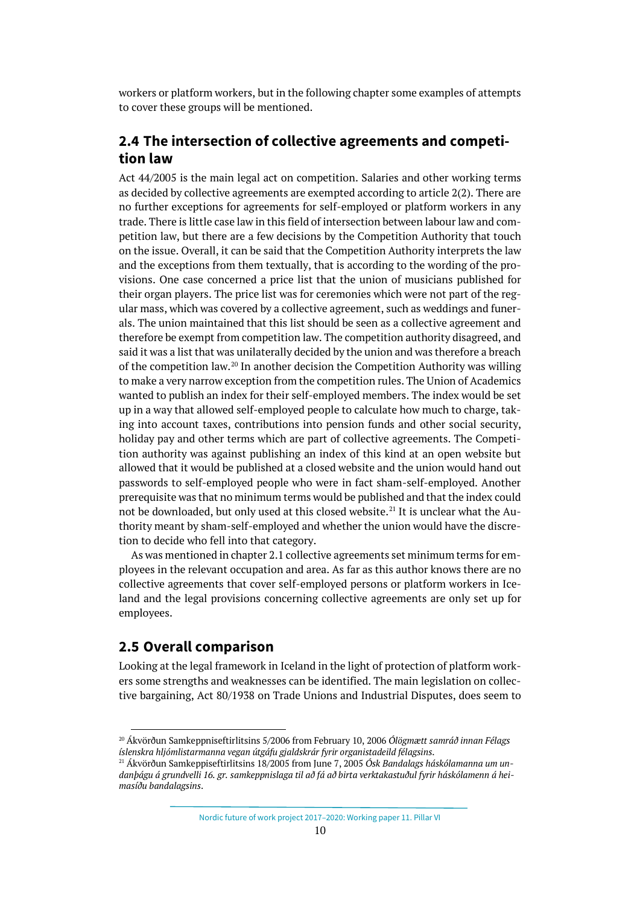workers or platform workers, but in the following chapter some examples of attempts to cover these groups will be mentioned.

## 2.4 The intersection of collective agreements and competition law

Act 44/2005 is the main legal act on competition. Salaries and other working terms as decided by collective agreements are exempted according to article 2(2). There are no further exceptions for agreements for self-employed or platform workers in any trade. There is little case law in this field of intersection between labour law and competition law, but there are a few decisions by the Competition Authority that touch on the issue. Overall, it can be said that the Competition Authority interprets the law and the exceptions from them textually, that is according to the wording of the provisions. One case concerned a price list that the union of musicians published for their organ players. The price list was for ceremonies which were not part of the regular mass, which was covered by a collective agreement, such as weddings and funerals. The union maintained that this list should be seen as a collective agreement and therefore be exempt from competition law. The competition authority disagreed, and said it was a list that was unilaterally decided by the union and was therefore a breach of the competition law.[20] In another decision the Competition Authority was willing to make a very narrow exception from the competition rules. The Union of Academics wanted to publish an index for their self-employed members. The index would be set up in a way that allowed self-employed people to calculate how much to charge, taking into account taxes, contributions into pension funds and other social security, holiday pay and other terms which are part of collective agreements. The Competition authority was against publishing an index of this kind at an open website but allowed that it would be published at a closed website and the union would hand out passwords to self-employed people who were in fact sham-self-employed. Another prerequisite was that no minimum terms would be published and that the index could not be downloaded, but only used at this closed website.[21] It is unclear what the Authority meant by sham-self-employed and whether the union would have the discretion to decide who fell into that category.

As was mentioned in chapter 2.1 collective agreements set minimum terms for employees in the relevant occupation and area. As far as this author knows there are no collective agreements that cover self-employed persons or platform workers in Iceland and the legal provisions concerning collective agreements are only set up for employees.

## 2.5 Overall comparison

Looking at the legal framework in Iceland in the light of protection of platform workers some strengths and weaknesses can be identified. The main legislation on collective bargaining, Act 80/1938 on Trade Unions and Industrial Disputes, does seem to

---

[20] Ákvörðun Samkeppniseftirlitsins 5/2006 from February 10, 2006 *Ólögmætt samráð innan Félags íslenskra hljómlistarmanna vegan útgáfu gjaldskrár fyrir organistadeild félagsins*.

[21] Ákvörðun Samkeppiseftirlitsins 18/2005 from June 7, 2005 *Ósk Bandalags háskólamanna um undanþágu á grundvelli 16. gr. samkeppnislaga til að fá að birta verktakastuðul fyrir háskólamenn á heimasíðu bandalagsins*.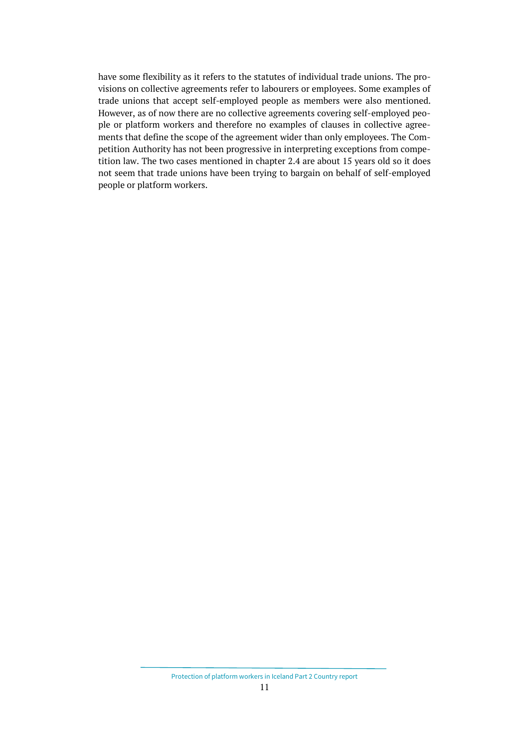have some flexibility as it refers to the statutes of individual trade unions. The provisions on collective agreements refer to labourers or employees. Some examples of trade unions that accept self-employed people as members were also mentioned. However, as of now there are no collective agreements covering self-employed people or platform workers and therefore no examples of clauses in collective agreements that define the scope of the agreement wider than only employees. The Competition Authority has not been progressive in interpreting exceptions from competition law. The two cases mentioned in chapter 2.4 are about 15 years old so it does not seem that trade unions have been trying to bargain on behalf of self-employed people or platform workers.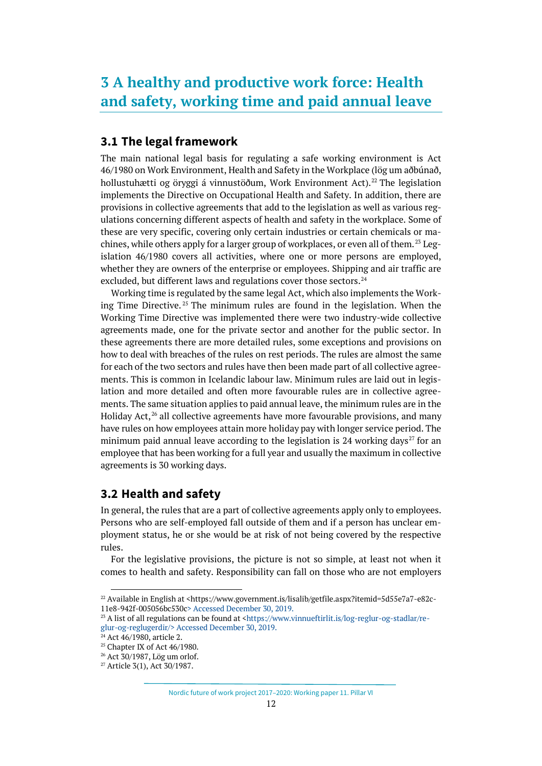# 3 A healthy and productive work force: Health and safety, working time and paid annual leave

## 3.1 The legal framework

The main national legal basis for regulating a safe working environment is Act 46/1980 on Work Environment, Health and Safety in the Workplace (lög um aðbúnað, hollustuhætti og öryggi á vinnustöðum, Work Environment Act).[22] The legislation implements the Directive on Occupational Health and Safety. In addition, there are provisions in collective agreements that add to the legislation as well as various regulations concerning different aspects of health and safety in the workplace. Some of these are very specific, covering only certain industries or certain chemicals or machines, while others apply for a larger group of workplaces, or even all of them.[23] Legislation 46/1980 covers all activities, where one or more persons are employed, whether they are owners of the enterprise or employees. Shipping and air traffic are excluded, but different laws and regulations cover those sectors.[24]

Working time is regulated by the same legal Act, which also implements the Working Time Directive.[25] The minimum rules are found in the legislation. When the Working Time Directive was implemented there were two industry-wide collective agreements made, one for the private sector and another for the public sector. In these agreements there are more detailed rules, some exceptions and provisions on how to deal with breaches of the rules on rest periods. The rules are almost the same for each of the two sectors and rules have then been made part of all collective agreements. This is common in Icelandic labour law. Minimum rules are laid out in legislation and more detailed and often more favourable rules are in collective agreements. The same situation applies to paid annual leave, the minimum rules are in the Holiday Act,[26] all collective agreements have more favourable provisions, and many have rules on how employees attain more holiday pay with longer service period. The minimum paid annual leave according to the legislation is 24 working days[27] for an employee that has been working for a full year and usually the maximum in collective agreements is 30 working days.

## 3.2 Health and safety

In general, the rules that are a part of collective agreements apply only to employees. Persons who are self-employed fall outside of them and if a person has unclear employment status, he or she would be at risk of not being covered by the respective rules.

For the legislative provisions, the picture is not so simple, at least not when it comes to health and safety. Responsibility can fall on those who are not employers

---

[22] Available in English at <https://www.government.is/lisalib/getfile.aspx?itemid=5d55e7a7-e82c-11e8-942f-005056bc530c> Accessed December 30, 2019.

[23] A list of all regulations can be found at <https://www.vinnueftirlit.is/log-reglur-og-stadlar/reglur-og-reglugerdir/> Accessed December 30, 2019.

[24] Act 46/1980, article 2.

[25] Chapter IX of Act 46/1980.

[26] Act 30/1987, Lög um orlof.

[27] Article 3(1), Act 30/1987.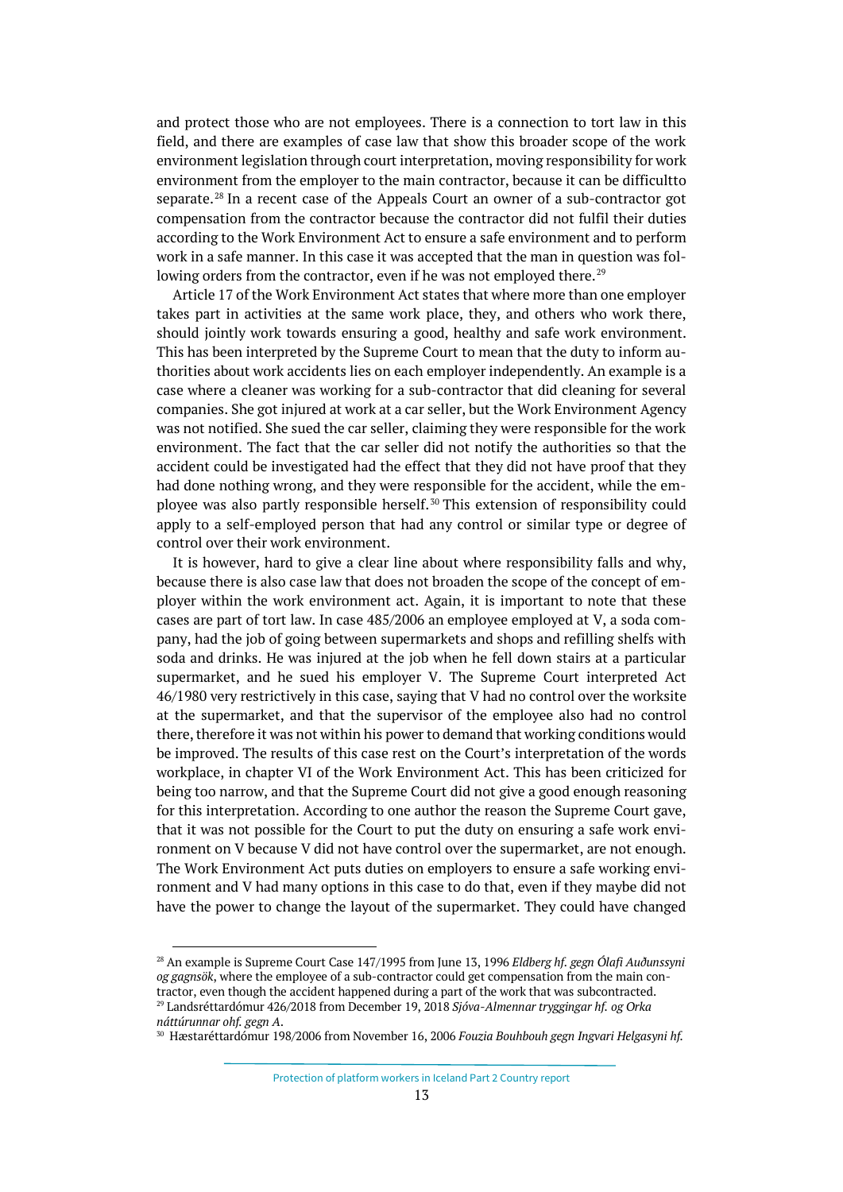and protect those who are not employees. There is a connection to tort law in this field, and there are examples of case law that show this broader scope of the work environment legislation through court interpretation, moving responsibility for work environment from the employer to the main contractor, because it can be difficultto separate.[28] In a recent case of the Appeals Court an owner of a sub-contractor got compensation from the contractor because the contractor did not fulfil their duties according to the Work Environment Act to ensure a safe environment and to perform work in a safe manner. In this case it was accepted that the man in question was following orders from the contractor, even if he was not employed there.[29]

Article 17 of the Work Environment Act states that where more than one employer takes part in activities at the same work place, they, and others who work there, should jointly work towards ensuring a good, healthy and safe work environment. This has been interpreted by the Supreme Court to mean that the duty to inform authorities about work accidents lies on each employer independently. An example is a case where a cleaner was working for a sub-contractor that did cleaning for several companies. She got injured at work at a car seller, but the Work Environment Agency was not notified. She sued the car seller, claiming they were responsible for the work environment. The fact that the car seller did not notify the authorities so that the accident could be investigated had the effect that they did not have proof that they had done nothing wrong, and they were responsible for the accident, while the employee was also partly responsible herself.[30] This extension of responsibility could apply to a self-employed person that had any control or similar type or degree of control over their work environment.

It is however, hard to give a clear line about where responsibility falls and why, because there is also case law that does not broaden the scope of the concept of employer within the work environment act. Again, it is important to note that these cases are part of tort law. In case 485/2006 an employee employed at V, a soda company, had the job of going between supermarkets and shops and refilling shelfs with soda and drinks. He was injured at the job when he fell down stairs at a particular supermarket, and he sued his employer V. The Supreme Court interpreted Act 46/1980 very restrictively in this case, saying that V had no control over the worksite at the supermarket, and that the supervisor of the employee also had no control there, therefore it was not within his power to demand that working conditions would be improved. The results of this case rest on the Court's interpretation of the words workplace, in chapter VI of the Work Environment Act. This has been criticized for being too narrow, and that the Supreme Court did not give a good enough reasoning for this interpretation. According to one author the reason the Supreme Court gave, that it was not possible for the Court to put the duty on ensuring a safe work environment on V because V did not have control over the supermarket, are not enough. The Work Environment Act puts duties on employers to ensure a safe working environment and V had many options in this case to do that, even if they maybe did not have the power to change the layout of the supermarket. They could have changed

[28] An example is Supreme Court Case 147/1995 from June 13, 1996 *Eldberg hf. gegn Ólafi Auðunssyni og gagnsök*, where the employee of a sub-contractor could get compensation from the main contractor, even though the accident happened during a part of the work that was subcontracted.

[29] Landsréttardómur 426/2018 from December 19, 2018 *Sjóva-Almennar tryggingar hf. og Orka náttúrunnar ohf. gegn A*.

[30] Hæstaréttardómur 198/2006 from November 16, 2006 *Fouzia Bouhbouh gegn Ingvari Helgasyni hf.*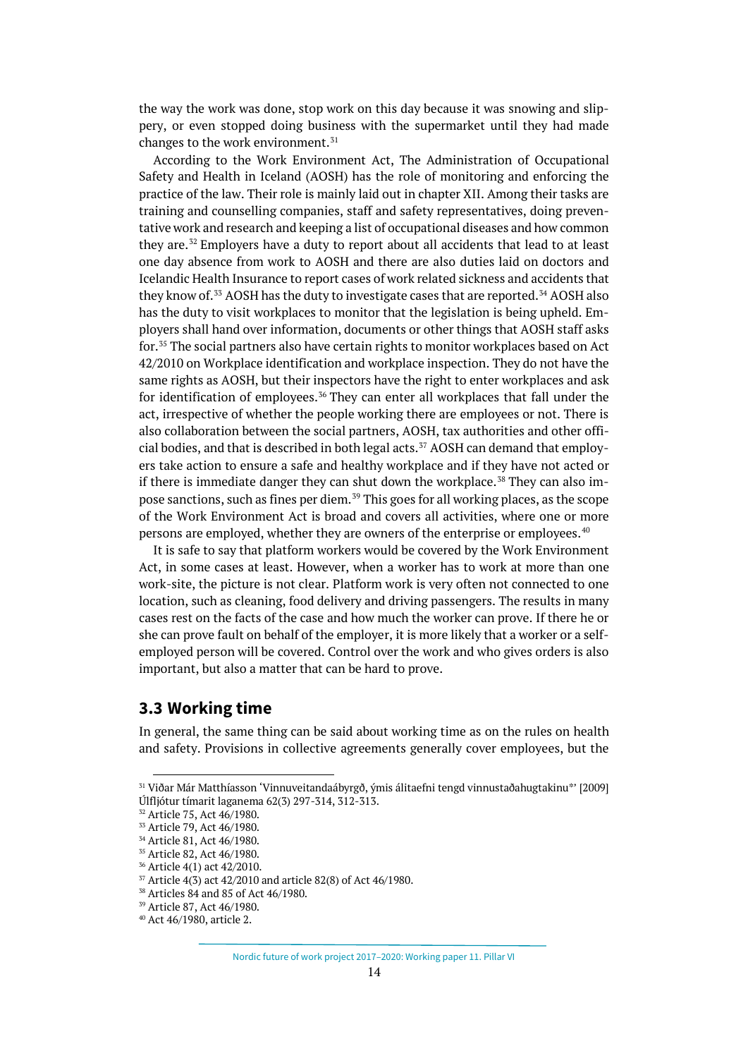the way the work was done, stop work on this day because it was snowing and slippery, or even stopped doing business with the supermarket until they had made changes to the work environment.[31]

According to the Work Environment Act, The Administration of Occupational Safety and Health in Iceland (AOSH) has the role of monitoring and enforcing the practice of the law. Their role is mainly laid out in chapter XII. Among their tasks are training and counselling companies, staff and safety representatives, doing preventative work and research and keeping a list of occupational diseases and how common they are.[32] Employers have a duty to report about all accidents that lead to at least one day absence from work to AOSH and there are also duties laid on doctors and Icelandic Health Insurance to report cases of work related sickness and accidents that they know of.[33] AOSH has the duty to investigate cases that are reported.[34] AOSH also has the duty to visit workplaces to monitor that the legislation is being upheld. Employers shall hand over information, documents or other things that AOSH staff asks for.[35] The social partners also have certain rights to monitor workplaces based on Act 42/2010 on Workplace identification and workplace inspection. They do not have the same rights as AOSH, but their inspectors have the right to enter workplaces and ask for identification of employees.[36] They can enter all workplaces that fall under the act, irrespective of whether the people working there are employees or not. There is also collaboration between the social partners, AOSH, tax authorities and other official bodies, and that is described in both legal acts.[37] AOSH can demand that employers take action to ensure a safe and healthy workplace and if they have not acted or if there is immediate danger they can shut down the workplace.[38] They can also impose sanctions, such as fines per diem.[39] This goes for all working places, as the scope of the Work Environment Act is broad and covers all activities, where one or more persons are employed, whether they are owners of the enterprise or employees.[40]

It is safe to say that platform workers would be covered by the Work Environment Act, in some cases at least. However, when a worker has to work at more than one work-site, the picture is not clear. Platform work is very often not connected to one location, such as cleaning, food delivery and driving passengers. The results in many cases rest on the facts of the case and how much the worker can prove. If there he or she can prove fault on behalf of the employer, it is more likely that a worker or a self-employed person will be covered. Control over the work and who gives orders is also important, but also a matter that can be hard to prove.

## 3.3 Working time

In general, the same thing can be said about working time as on the rules on health and safety. Provisions in collective agreements generally cover employees, but the

---

[31] Viðar Már Matthíasson 'Vinnuveitandaábyrgð, ýmis álitaefni tengd vinnustaðahugtakinu*' [2009] Úlfljótur tímarit laganema 62(3) 297-314, 312-313.

[32] Article 75, Act 46/1980.

[33] Article 79, Act 46/1980.

[34] Article 81, Act 46/1980.

[35] Article 82, Act 46/1980.

[36] Article 4(1) act 42/2010.

[37] Article 4(3) act 42/2010 and article 82(8) of Act 46/1980.

[38] Articles 84 and 85 of Act 46/1980.

[39] Article 87, Act 46/1980.

[40] Act 46/1980, article 2.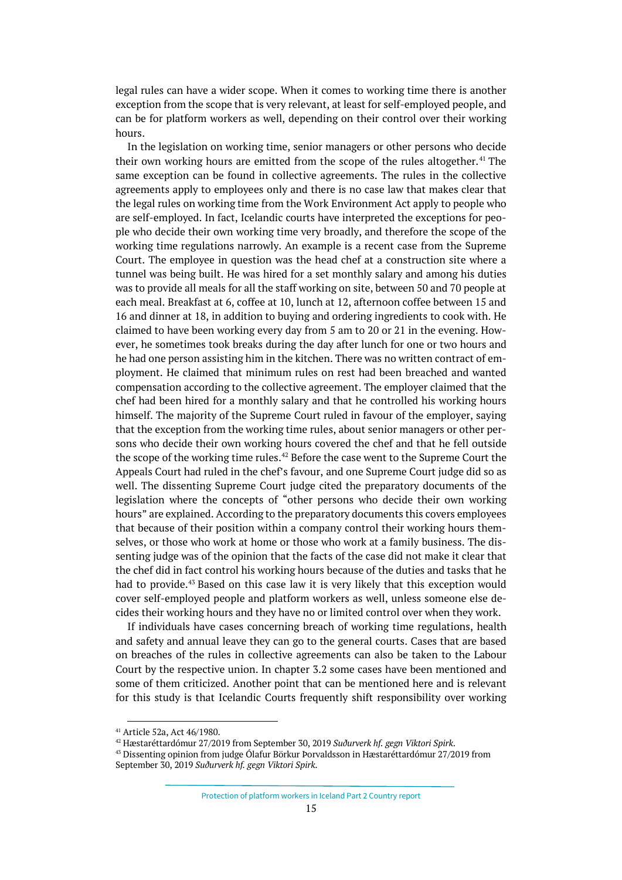legal rules can have a wider scope. When it comes to working time there is another exception from the scope that is very relevant, at least for self-employed people, and can be for platform workers as well, depending on their control over their working hours.

In the legislation on working time, senior managers or other persons who decide their own working hours are emitted from the scope of the rules altogether.[41] The same exception can be found in collective agreements. The rules in the collective agreements apply to employees only and there is no case law that makes clear that the legal rules on working time from the Work Environment Act apply to people who are self-employed. In fact, Icelandic courts have interpreted the exceptions for people who decide their own working time very broadly, and therefore the scope of the working time regulations narrowly. An example is a recent case from the Supreme Court. The employee in question was the head chef at a construction site where a tunnel was being built. He was hired for a set monthly salary and among his duties was to provide all meals for all the staff working on site, between 50 and 70 people at each meal. Breakfast at 6, coffee at 10, lunch at 12, afternoon coffee between 15 and 16 and dinner at 18, in addition to buying and ordering ingredients to cook with. He claimed to have been working every day from 5 am to 20 or 21 in the evening. However, he sometimes took breaks during the day after lunch for one or two hours and he had one person assisting him in the kitchen. There was no written contract of employment. He claimed that minimum rules on rest had been breached and wanted compensation according to the collective agreement. The employer claimed that the chef had been hired for a monthly salary and that he controlled his working hours himself. The majority of the Supreme Court ruled in favour of the employer, saying that the exception from the working time rules, about senior managers or other persons who decide their own working hours covered the chef and that he fell outside the scope of the working time rules.[42] Before the case went to the Supreme Court the Appeals Court had ruled in the chef's favour, and one Supreme Court judge did so as well. The dissenting Supreme Court judge cited the preparatory documents of the legislation where the concepts of "other persons who decide their own working hours" are explained. According to the preparatory documents this covers employees that because of their position within a company control their working hours themselves, or those who work at home or those who work at a family business. The dissenting judge was of the opinion that the facts of the case did not make it clear that the chef did in fact control his working hours because of the duties and tasks that he had to provide.[43] Based on this case law it is very likely that this exception would cover self-employed people and platform workers as well, unless someone else decides their working hours and they have no or limited control over when they work.

If individuals have cases concerning breach of working time regulations, health and safety and annual leave they can go to the general courts. Cases that are based on breaches of the rules in collective agreements can also be taken to the Labour Court by the respective union. In chapter 3.2 some cases have been mentioned and some of them criticized. Another point that can be mentioned here and is relevant for this study is that Icelandic Courts frequently shift responsibility over working

---

[41] Article 52a, Act 46/1980.

[42] Hæstaréttardómur 27/2019 from September 30, 2019 *Suðurverk hf. gegn Viktori Spirk*.

[43] Dissenting opinion from judge Ólafur Börkur Þorvaldsson in Hæstaréttardómur 27/2019 from September 30, 2019 *Suðurverk hf. gegn Viktori Spirk*.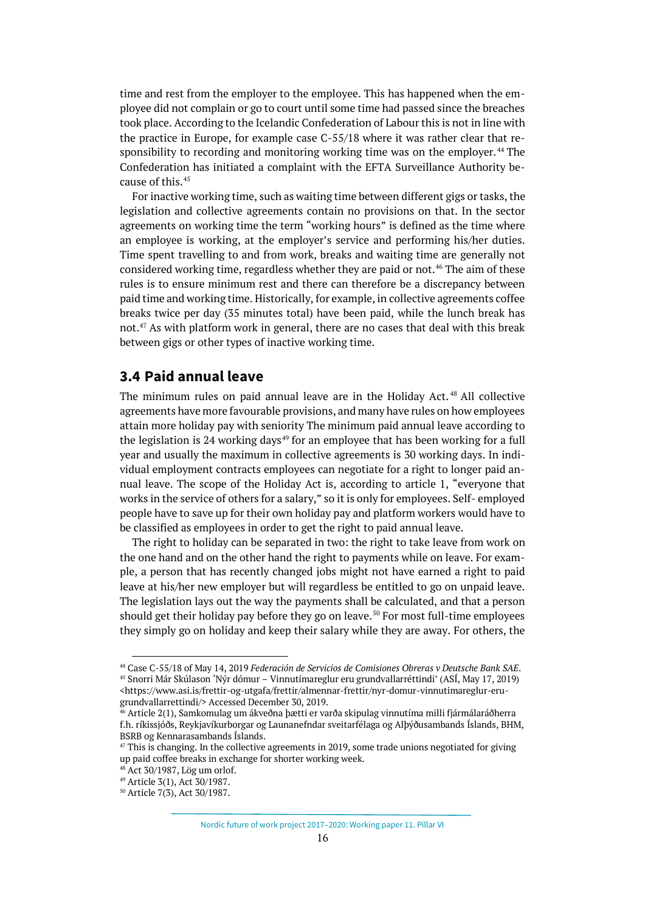time and rest from the employer to the employee. This has happened when the employee did not complain or go to court until some time had passed since the breaches took place. According to the Icelandic Confederation of Labour this is not in line with the practice in Europe, for example case C-55/18 where it was rather clear that responsibility to recording and monitoring working time was on the employer.[44] The Confederation has initiated a complaint with the EFTA Surveillance Authority because of this.[45]

For inactive working time, such as waiting time between different gigs or tasks, the legislation and collective agreements contain no provisions on that. In the sector agreements on working time the term "working hours" is defined as the time where an employee is working, at the employer's service and performing his/her duties. Time spent travelling to and from work, breaks and waiting time are generally not considered working time, regardless whether they are paid or not.[46] The aim of these rules is to ensure minimum rest and there can therefore be a discrepancy between paid time and working time. Historically, for example, in collective agreements coffee breaks twice per day (35 minutes total) have been paid, while the lunch break has not.[47] As with platform work in general, there are no cases that deal with this break between gigs or other types of inactive working time.

## 3.4 Paid annual leave

The minimum rules on paid annual leave are in the Holiday Act.[48] All collective agreements have more favourable provisions, and many have rules on how employees attain more holiday pay with seniority The minimum paid annual leave according to the legislation is 24 working days[49] for an employee that has been working for a full year and usually the maximum in collective agreements is 30 working days. In individual employment contracts employees can negotiate for a right to longer paid annual leave. The scope of the Holiday Act is, according to article 1, "everyone that works in the service of others for a salary," so it is only for employees. Self- employed people have to save up for their own holiday pay and platform workers would have to be classified as employees in order to get the right to paid annual leave.

The right to holiday can be separated in two: the right to take leave from work on the one hand and on the other hand the right to payments while on leave. For example, a person that has recently changed jobs might not have earned a right to paid leave at his/her new employer but will regardless be entitled to go on unpaid leave. The legislation lays out the way the payments shall be calculated, and that a person should get their holiday pay before they go on leave.[50] For most full-time employees they simply go on holiday and keep their salary while they are away. For others, the

---

[44] Case C-55/18 of May 14, 2019 *Federación de Servicios de Comisiones Obreras v Deutsche Bank SAE*.

[45] Snorri Már Skúlason 'Nýr dómur – Vinnutímareglur eru grundvallarréttindi' (ASÍ, May 17, 2019) <https://www.asi.is/frettir-og-utgafa/frettir/almennar-frettir/nyr-domur-vinnutimareglur-eru-grundvallarrettindi/> Accessed December 30, 2019.

[46] Article 2(1), Samkomulag um ákveðna þætti er varða skipulag vinnutíma milli fjármálaráðherra f.h. ríkissjóðs, Reykjavíkurborgar og Launanefndar sveitarfélaga og Alþýðusambands Íslands, BHM, BSRB og Kennarasambands Íslands.

[47] This is changing. In the collective agreements in 2019, some trade unions negotiated for giving up paid coffee breaks in exchange for shorter working week.

[48] Act 30/1987, Lög um orlof.

[49] Article 3(1), Act 30/1987.

[50] Article 7(3), Act 30/1987.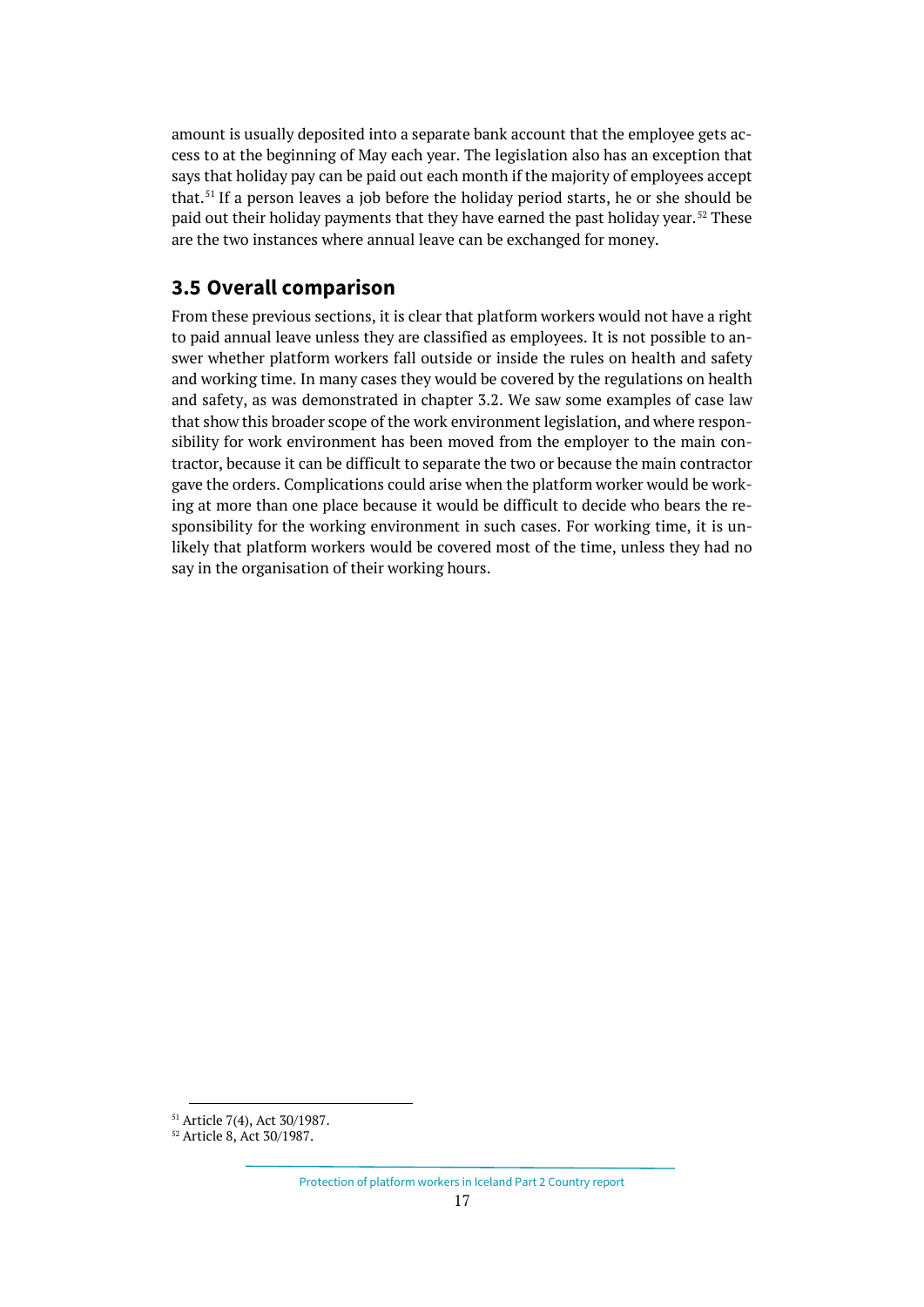amount is usually deposited into a separate bank account that the employee gets access to at the beginning of May each year. The legislation also has an exception that says that holiday pay can be paid out each month if the majority of employees accept that.[51] If a person leaves a job before the holiday period starts, he or she should be paid out their holiday payments that they have earned the past holiday year.[52] These are the two instances where annual leave can be exchanged for money.

## 3.5 Overall comparison

From these previous sections, it is clear that platform workers would not have a right to paid annual leave unless they are classified as employees. It is not possible to answer whether platform workers fall outside or inside the rules on health and safety and working time. In many cases they would be covered by the regulations on health and safety, as was demonstrated in chapter 3.2. We saw some examples of case law that show this broader scope of the work environment legislation, and where responsibility for work environment has been moved from the employer to the main contractor, because it can be difficult to separate the two or because the main contractor gave the orders. Complications could arise when the platform worker would be working at more than one place because it would be difficult to decide who bears the responsibility for the working environment in such cases. For working time, it is unlikely that platform workers would be covered most of the time, unless they had no say in the organisation of their working hours.

[51] Article 7(4), Act 30/1987.
[52] Article 8, Act 30/1987.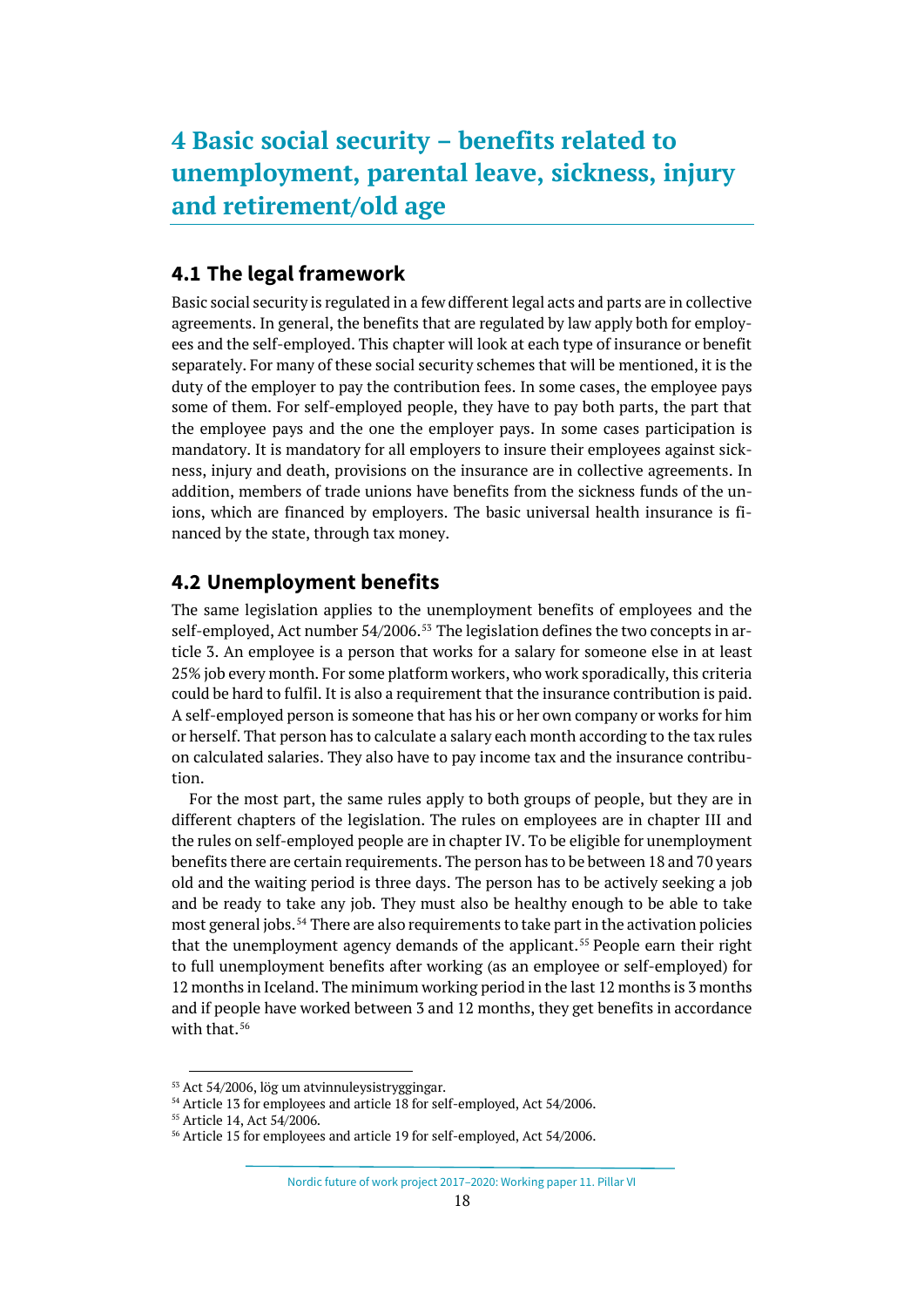# 4 Basic social security – benefits related to unemployment, parental leave, sickness, injury and retirement/old age

## 4.1 The legal framework

Basic social security is regulated in a few different legal acts and parts are in collective agreements. In general, the benefits that are regulated by law apply both for employees and the self-employed. This chapter will look at each type of insurance or benefit separately. For many of these social security schemes that will be mentioned, it is the duty of the employer to pay the contribution fees. In some cases, the employee pays some of them. For self-employed people, they have to pay both parts, the part that the employee pays and the one the employer pays. In some cases participation is mandatory. It is mandatory for all employers to insure their employees against sickness, injury and death, provisions on the insurance are in collective agreements. In addition, members of trade unions have benefits from the sickness funds of the unions, which are financed by employers. The basic universal health insurance is financed by the state, through tax money.

## 4.2 Unemployment benefits

The same legislation applies to the unemployment benefits of employees and the self-employed, Act number 54/2006.[53] The legislation defines the two concepts in article 3. An employee is a person that works for a salary for someone else in at least 25% job every month. For some platform workers, who work sporadically, this criteria could be hard to fulfil. It is also a requirement that the insurance contribution is paid. A self-employed person is someone that has his or her own company or works for him or herself. That person has to calculate a salary each month according to the tax rules on calculated salaries. They also have to pay income tax and the insurance contribution.

For the most part, the same rules apply to both groups of people, but they are in different chapters of the legislation. The rules on employees are in chapter III and the rules on self-employed people are in chapter IV. To be eligible for unemployment benefits there are certain requirements. The person has to be between 18 and 70 years old and the waiting period is three days. The person has to be actively seeking a job and be ready to take any job. They must also be healthy enough to be able to take most general jobs.[54] There are also requirements to take part in the activation policies that the unemployment agency demands of the applicant.[55] People earn their right to full unemployment benefits after working (as an employee or self-employed) for 12 months in Iceland. The minimum working period in the last 12 months is 3 months and if people have worked between 3 and 12 months, they get benefits in accordance with that.[56]

---

[53] Act 54/2006, lög um atvinnuleysistryggingar.

[54] Article 13 for employees and article 18 for self-employed, Act 54/2006.

[55] Article 14, Act 54/2006.

[56] Article 15 for employees and article 19 for self-employed, Act 54/2006.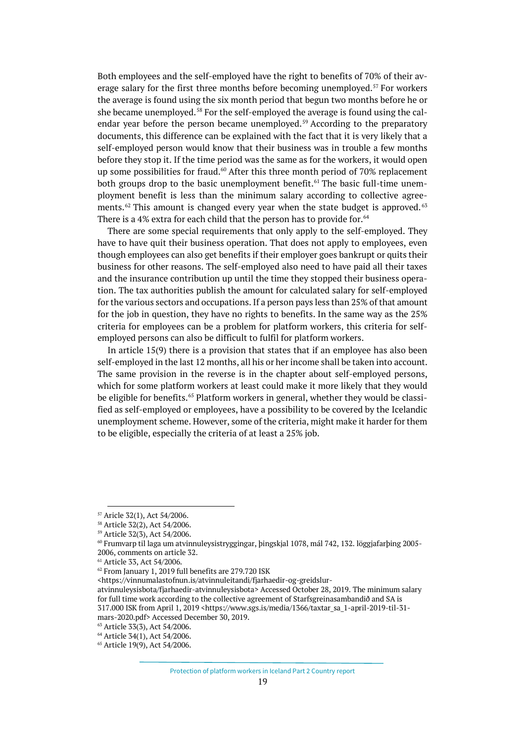Both employees and the self-employed have the right to benefits of 70% of their average salary for the first three months before becoming unemployed.[57] For workers the average is found using the six month period that begun two months before he or she became unemployed.[58] For the self-employed the average is found using the calendar year before the person became unemployed.[59] According to the preparatory documents, this difference can be explained with the fact that it is very likely that a self-employed person would know that their business was in trouble a few months before they stop it. If the time period was the same as for the workers, it would open up some possibilities for fraud.[60] After this three month period of 70% replacement both groups drop to the basic unemployment benefit.[61] The basic full-time unemployment benefit is less than the minimum salary according to collective agreements.[62] This amount is changed every year when the state budget is approved.[63] There is a 4% extra for each child that the person has to provide for.[64]

There are some special requirements that only apply to the self-employed. They have to have quit their business operation. That does not apply to employees, even though employees can also get benefits if their employer goes bankrupt or quits their business for other reasons. The self-employed also need to have paid all their taxes and the insurance contribution up until the time they stopped their business operation. The tax authorities publish the amount for calculated salary for self-employed for the various sectors and occupations. If a person pays less than 25% of that amount for the job in question, they have no rights to benefits. In the same way as the 25% criteria for employees can be a problem for platform workers, this criteria for self-employed persons can also be difficult to fulfil for platform workers.

In article 15(9) there is a provision that states that if an employee has also been self-employed in the last 12 months, all his or her income shall be taken into account. The same provision in the reverse is in the chapter about self-employed persons, which for some platform workers at least could make it more likely that they would be eligible for benefits.[65] Platform workers in general, whether they would be classified as self-employed or employees, have a possibility to be covered by the Icelandic unemployment scheme. However, some of the criteria, might make it harder for them to be eligible, especially the criteria of at least a 25% job.

---

[57] Aricle 32(1), Act 54/2006.

[58] Article 32(2), Act 54/2006.

[59] Article 32(3), Act 54/2006.

[60] Frumvarp til laga um atvinnuleysistryggingar, þingskjal 1078, mál 742, 132. löggjafarþing 2005-2006, comments on article 32.

[61] Article 33, Act 54/2006.

[62] From January 1, 2019 full benefits are 279.720 ISK <https://vinnumalastofnun.is/atvinnuleitandi/fjarhaedir-og-greidslur-atvinnuleysisbota/fjarhaedir-atvinnuleysisbota> Accessed October 28, 2019. The minimum salary for full time work according to the collective agreement of Starfsgreinasambandið and SA is 317.000 ISK from April 1, 2019 <https://www.sgs.is/media/1366/taxtar_sa_1-april-2019-til-31-mars-2020.pdf> Accessed December 30, 2019.

[63] Article 33(3), Act 54/2006.

[64] Article 34(1), Act 54/2006.

[65] Article 19(9), Act 54/2006.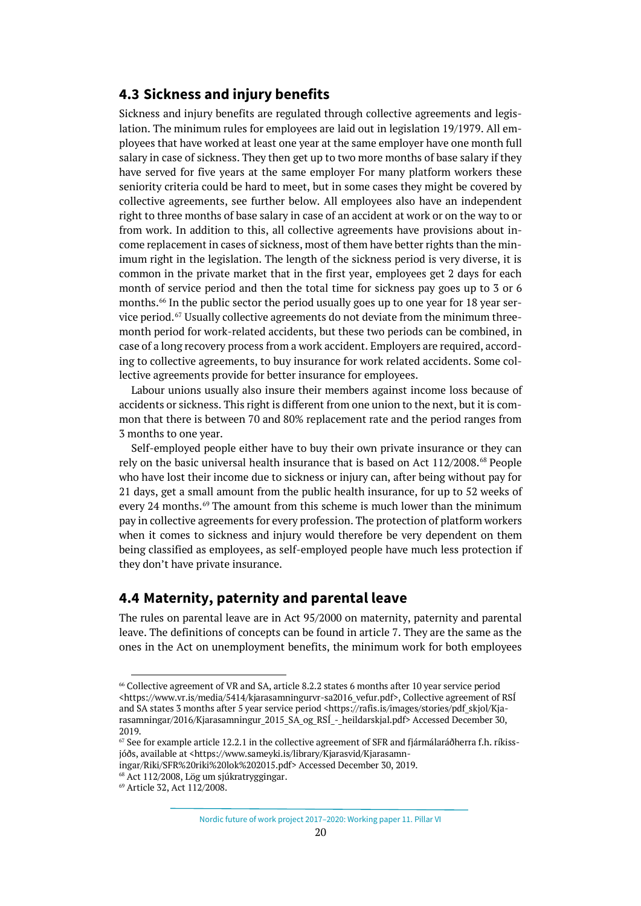## 4.3 Sickness and injury benefits

Sickness and injury benefits are regulated through collective agreements and legislation. The minimum rules for employees are laid out in legislation 19/1979. All employees that have worked at least one year at the same employer have one month full salary in case of sickness. They then get up to two more months of base salary if they have served for five years at the same employer For many platform workers these seniority criteria could be hard to meet, but in some cases they might be covered by collective agreements, see further below. All employees also have an independent right to three months of base salary in case of an accident at work or on the way to or from work. In addition to this, all collective agreements have provisions about income replacement in cases of sickness, most of them have better rights than the minimum right in the legislation. The length of the sickness period is very diverse, it is common in the private market that in the first year, employees get 2 days for each month of service period and then the total time for sickness pay goes up to 3 or 6 months.[66] In the public sector the period usually goes up to one year for 18 year service period.[67] Usually collective agreements do not deviate from the minimum three-month period for work-related accidents, but these two periods can be combined, in case of a long recovery process from a work accident. Employers are required, according to collective agreements, to buy insurance for work related accidents. Some collective agreements provide for better insurance for employees.

Labour unions usually also insure their members against income loss because of accidents or sickness. This right is different from one union to the next, but it is common that there is between 70 and 80% replacement rate and the period ranges from 3 months to one year.

Self-employed people either have to buy their own private insurance or they can rely on the basic universal health insurance that is based on Act 112/2008.[68] People who have lost their income due to sickness or injury can, after being without pay for 21 days, get a small amount from the public health insurance, for up to 52 weeks of every 24 months.[69] The amount from this scheme is much lower than the minimum pay in collective agreements for every profession. The protection of platform workers when it comes to sickness and injury would therefore be very dependent on them being classified as employees, as self-employed people have much less protection if they don't have private insurance.

## 4.4 Maternity, paternity and parental leave

The rules on parental leave are in Act 95/2000 on maternity, paternity and parental leave. The definitions of concepts can be found in article 7. They are the same as the ones in the Act on unemployment benefits, the minimum work for both employees

---

[66] Collective agreement of VR and SA, article 8.2.2 states 6 months after 10 year service period <https://www.vr.is/media/5414/kjarasamningurvr-sa2016_vefur.pdf>, Collective agreement of RSÍ and SA states 3 months after 5 year service period <https://rafis.is/images/stories/pdf_skjol/Kjarasamningar/2016/Kjarasamningur_2015_SA_og_RSÍ_-_heildarskjal.pdf> Accessed December 30, 2019.

[67] See for example article 12.2.1 in the collective agreement of SFR and fjármálaráðherra f.h. ríkissjóðs, available at <https://www.sameyki.is/library/Kjarasvid/Kjarasamningar/Riki/SFR%20riki%20lok%202015.pdf> Accessed December 30, 2019.

[68] Act 112/2008, Lög um sjúkratryggingar.

[69] Article 32, Act 112/2008.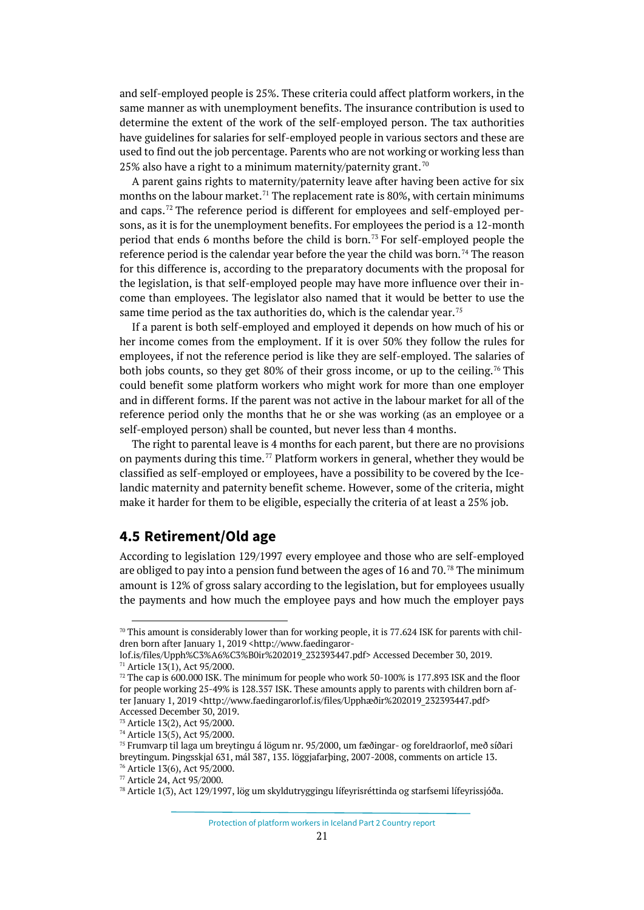and self-employed people is 25%. These criteria could affect platform workers, in the same manner as with unemployment benefits. The insurance contribution is used to determine the extent of the work of the self-employed person. The tax authorities have guidelines for salaries for self-employed people in various sectors and these are used to find out the job percentage. Parents who are not working or working less than 25% also have a right to a minimum maternity/paternity grant.[70]

A parent gains rights to maternity/paternity leave after having been active for six months on the labour market.[71] The replacement rate is 80%, with certain minimums and caps.[72] The reference period is different for employees and self-employed persons, as it is for the unemployment benefits. For employees the period is a 12-month period that ends 6 months before the child is born.[73] For self-employed people the reference period is the calendar year before the year the child was born.[74] The reason for this difference is, according to the preparatory documents with the proposal for the legislation, is that self-employed people may have more influence over their income than employees. The legislator also named that it would be better to use the same time period as the tax authorities do, which is the calendar year.[75]

If a parent is both self-employed and employed it depends on how much of his or her income comes from the employment. If it is over 50% they follow the rules for employees, if not the reference period is like they are self-employed. The salaries of both jobs counts, so they get 80% of their gross income, or up to the ceiling.[76] This could benefit some platform workers who might work for more than one employer and in different forms. If the parent was not active in the labour market for all of the reference period only the months that he or she was working (as an employee or a self-employed person) shall be counted, but never less than 4 months.

The right to parental leave is 4 months for each parent, but there are no provisions on payments during this time.[77] Platform workers in general, whether they would be classified as self-employed or employees, have a possibility to be covered by the Icelandic maternity and paternity benefit scheme. However, some of the criteria, might make it harder for them to be eligible, especially the criteria of at least a 25% job.

## 4.5 Retirement/Old age

According to legislation 129/1997 every employee and those who are self-employed are obliged to pay into a pension fund between the ages of 16 and 70.[78] The minimum amount is 12% of gross salary according to the legislation, but for employees usually the payments and how much the employee pays and how much the employer pays

---

[70] This amount is considerably lower than for working people, it is 77.624 ISK for parents with children born after January 1, 2019 <http://www.faedingarorlof.is/files/Upph%C3%A6%C3%B0ir%202019_232393447.pdf> Accessed December 30, 2019.

[71] Article 13(1), Act 95/2000.

[72] The cap is 600.000 ISK. The minimum for people who work 50-100% is 177.893 ISK and the floor for people working 25-49% is 128.357 ISK. These amounts apply to parents with children born after January 1, 2019 <http://www.faedingarorlof.is/files/Upphæðir%202019_232393447.pdf> Accessed December 30, 2019.

[73] Article 13(2), Act 95/2000.

[74] Article 13(5), Act 95/2000.

[75] Frumvarp til laga um breytingu á lögum nr. 95/2000, um fæðingar- og foreldraorlof, með síðari breytingum. Þingsskjal 631, mál 387, 135. löggjafarþing, 2007-2008, comments on article 13.

[76] Article 13(6), Act 95/2000.

[77] Article 24, Act 95/2000.

[78] Article 1(3), Act 129/1997, lög um skyldutryggingu lífeyrisréttinda og starfsemi lífeyrissjóða.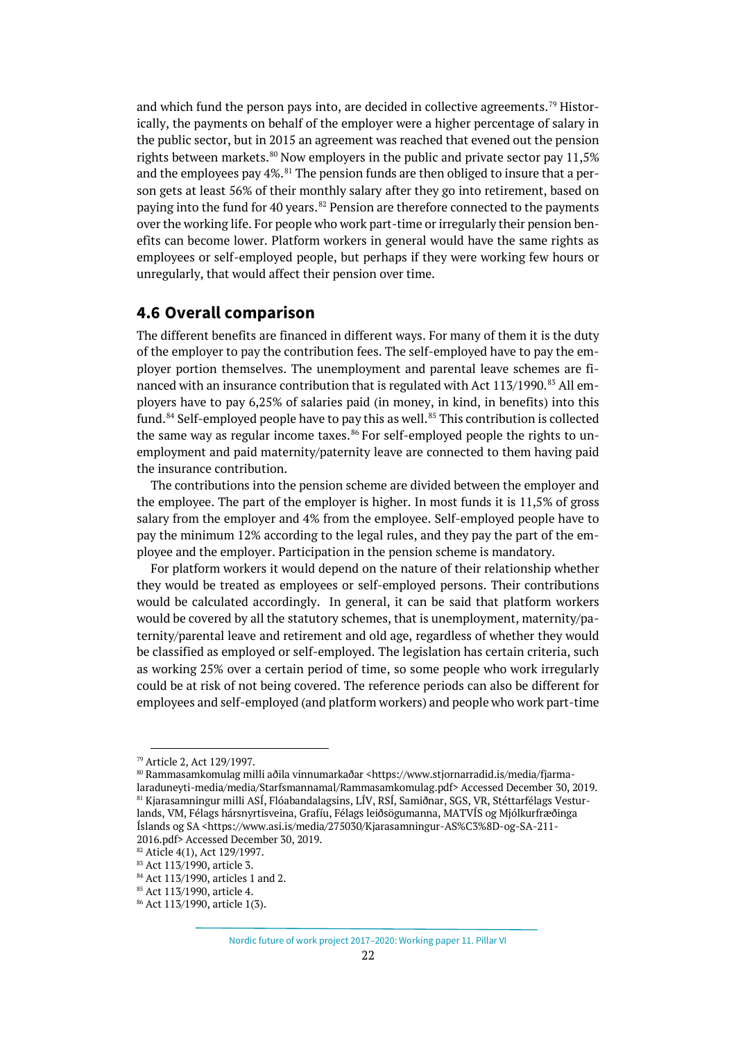and which fund the person pays into, are decided in collective agreements.[79] Historically, the payments on behalf of the employer were a higher percentage of salary in the public sector, but in 2015 an agreement was reached that evened out the pension rights between markets.[80] Now employers in the public and private sector pay 11,5% and the employees pay 4%.[81] The pension funds are then obliged to insure that a person gets at least 56% of their monthly salary after they go into retirement, based on paying into the fund for 40 years.[82] Pension are therefore connected to the payments over the working life. For people who work part-time or irregularly their pension benefits can become lower. Platform workers in general would have the same rights as employees or self-employed people, but perhaps if they were working few hours or unregularly, that would affect their pension over time.

## 4.6 Overall comparison

The different benefits are financed in different ways. For many of them it is the duty of the employer to pay the contribution fees. The self-employed have to pay the employer portion themselves. The unemployment and parental leave schemes are financed with an insurance contribution that is regulated with Act 113/1990.[83] All employers have to pay 6,25% of salaries paid (in money, in kind, in benefits) into this fund.[84] Self-employed people have to pay this as well.[85] This contribution is collected the same way as regular income taxes.[86] For self-employed people the rights to unemployment and paid maternity/paternity leave are connected to them having paid the insurance contribution.

The contributions into the pension scheme are divided between the employer and the employee. The part of the employer is higher. In most funds it is 11,5% of gross salary from the employer and 4% from the employee. Self-employed people have to pay the minimum 12% according to the legal rules, and they pay the part of the employee and the employer. Participation in the pension scheme is mandatory.

For platform workers it would depend on the nature of their relationship whether they would be treated as employees or self-employed persons. Their contributions would be calculated accordingly. In general, it can be said that platform workers would be covered by all the statutory schemes, that is unemployment, maternity/paternity/parental leave and retirement and old age, regardless of whether they would be classified as employed or self-employed. The legislation has certain criteria, such as working 25% over a certain period of time, so some people who work irregularly could be at risk of not being covered. The reference periods can also be different for employees and self-employed (and platform workers) and people who work part-time

---

[79] Article 2, Act 129/1997.

[80] Rammasamkomulag milli aðila vinnumarkaðar <https://www.stjornarradid.is/media/fjarmalaraduneyti-media/media/Starfsmannamal/Rammasamkomulag.pdf> Accessed December 30, 2019.

[81] Kjarasamningur milli ASÍ, Flóabandalagsins, LÍV, RSÍ, Samiðnar, SGS, VR, Stéttarfélags Vesturlands, VM, Félags hársnyrtisveina, Grafíu, Félags leiðsögumanna, MATVÍS og Mjólkurfræðinga Íslands og SA <https://www.asi.is/media/275030/Kjarasamningur-AS%C3%8D-og-SA-211-2016.pdf> Accessed December 30, 2019.

[82] Aticle 4(1), Act 129/1997.

[83] Act 113/1990, article 3.

[84] Act 113/1990, articles 1 and 2.

[85] Act 113/1990, article 4.

[86] Act 113/1990, article 1(3).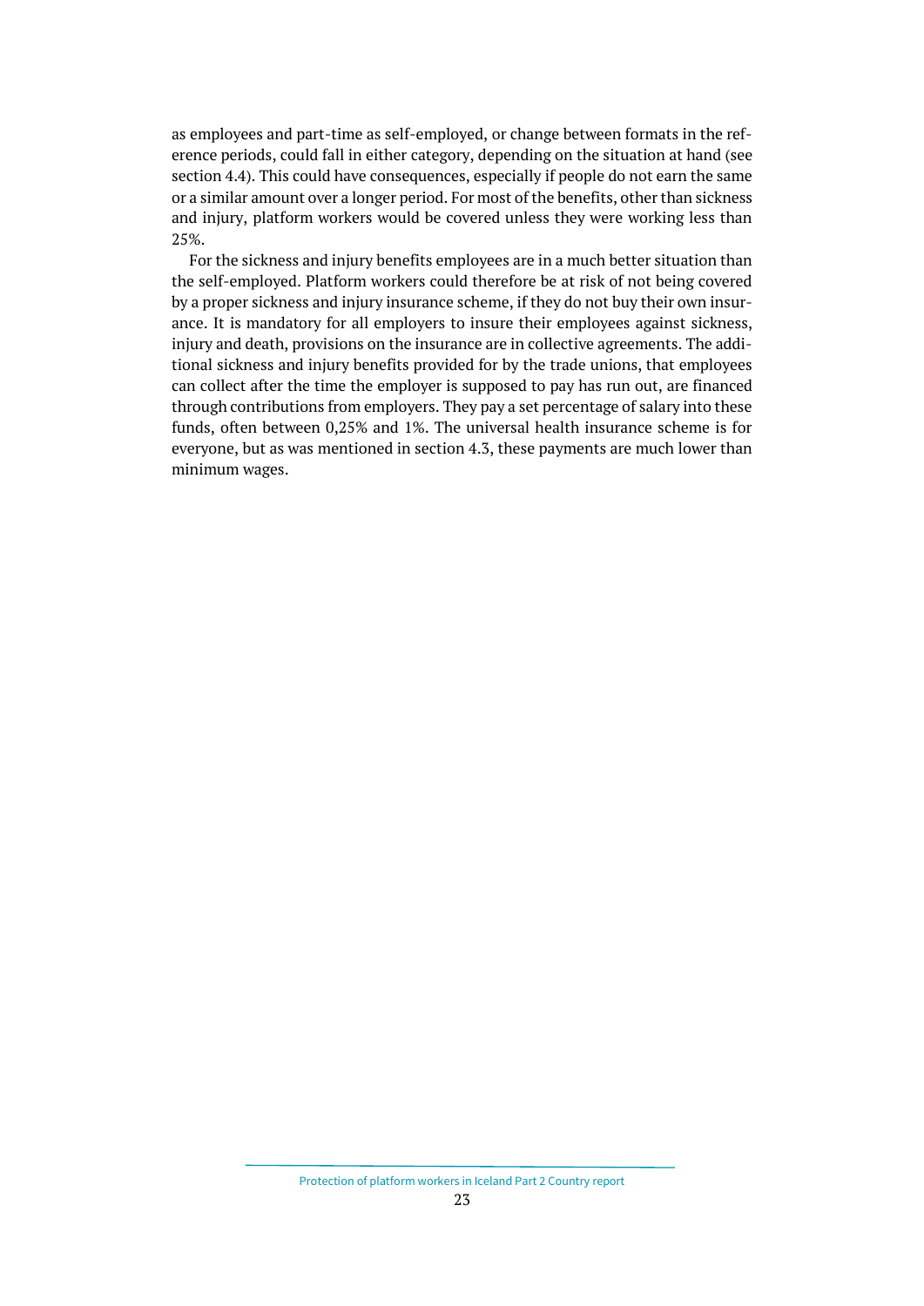as employees and part-time as self-employed, or change between formats in the reference periods, could fall in either category, depending on the situation at hand (see section 4.4). This could have consequences, especially if people do not earn the same or a similar amount over a longer period. For most of the benefits, other than sickness and injury, platform workers would be covered unless they were working less than 25%.

For the sickness and injury benefits employees are in a much better situation than the self-employed. Platform workers could therefore be at risk of not being covered by a proper sickness and injury insurance scheme, if they do not buy their own insurance. It is mandatory for all employers to insure their employees against sickness, injury and death, provisions on the insurance are in collective agreements. The additional sickness and injury benefits provided for by the trade unions, that employees can collect after the time the employer is supposed to pay has run out, are financed through contributions from employers. They pay a set percentage of salary into these funds, often between 0,25% and 1%. The universal health insurance scheme is for everyone, but as was mentioned in section 4.3, these payments are much lower than minimum wages.